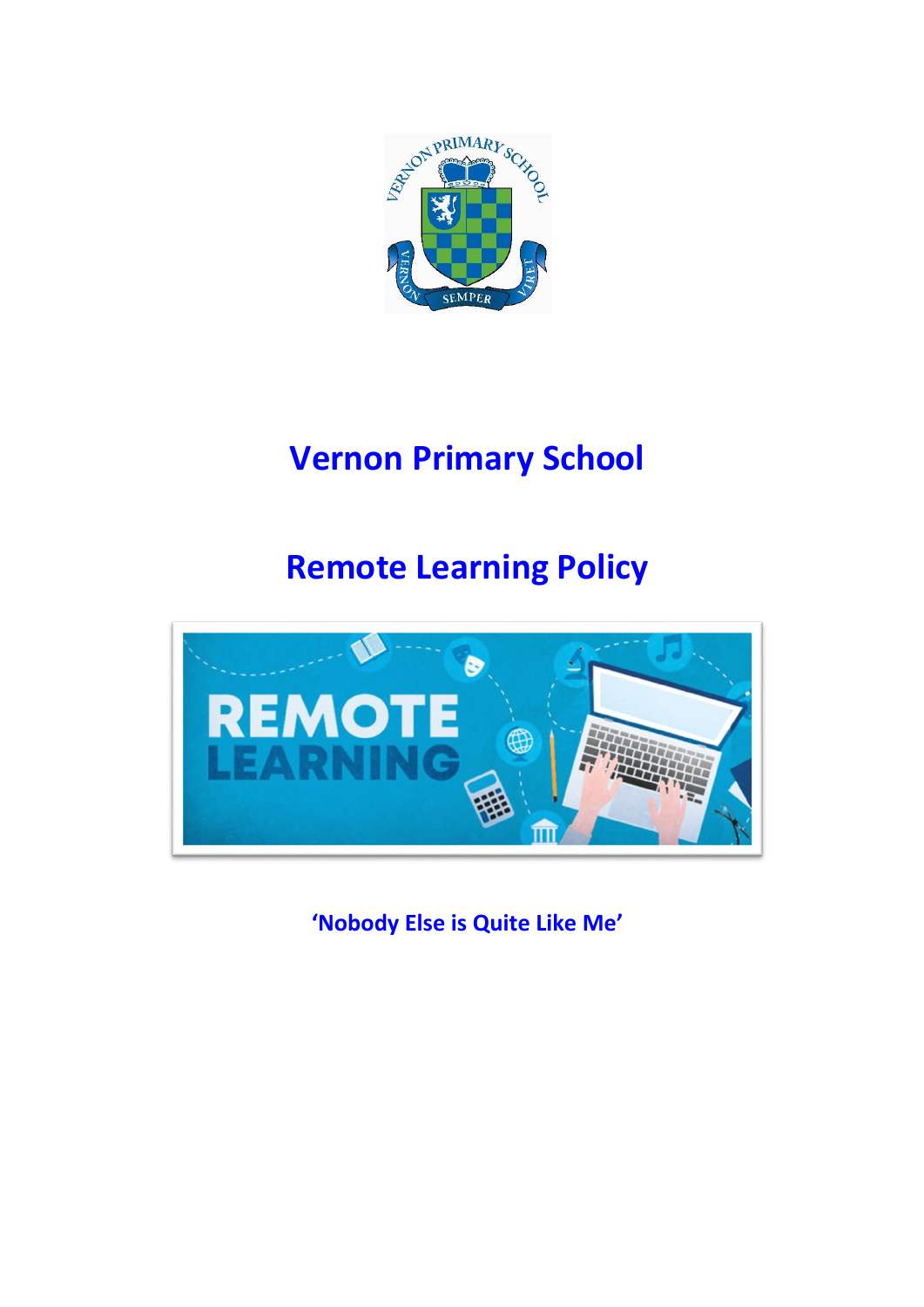# Vernon Primary School

# Remote Learning Policy

**'Nobody Else is Quite Like Me'**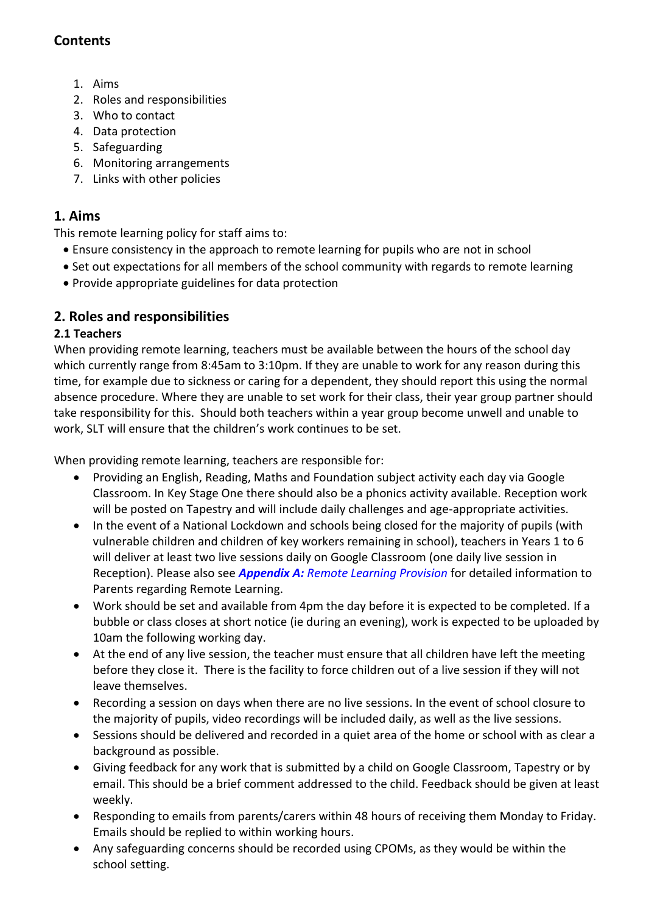## Contents

1. Aims
2. Roles and responsibilities
3. Who to contact
4. Data protection
5. Safeguarding
6. Monitoring arrangements
7. Links with other policies

## 1. Aims

This remote learning policy for staff aims to:

- Ensure consistency in the approach to remote learning for pupils who are not in school
- Set out expectations for all members of the school community with regards to remote learning
- Provide appropriate guidelines for data protection

## 2. Roles and responsibilities

### 2.1 Teachers

When providing remote learning, teachers must be available between the hours of the school day which currently range from 8:45am to 3:10pm. If they are unable to work for any reason during this time, for example due to sickness or caring for a dependent, they should report this using the normal absence procedure. Where they are unable to set work for their class, their year group partner should take responsibility for this. Should both teachers within a year group become unwell and unable to work, SLT will ensure that the children's work continues to be set.

When providing remote learning, teachers are responsible for:

- Providing an English, Reading, Maths and Foundation subject activity each day via Google Classroom. In Key Stage One there should also be a phonics activity available. Reception work will be posted on Tapestry and will include daily challenges and age-appropriate activities.
- In the event of a National Lockdown and schools being closed for the majority of pupils (with vulnerable children and children of key workers remaining in school), teachers in Years 1 to 6 will deliver at least two live sessions daily on Google Classroom (one daily live session in Reception). Please also see ***Appendix A:*** *Remote Learning Provision* for detailed information to Parents regarding Remote Learning.
- Work should be set and available from 4pm the day before it is expected to be completed. If a bubble or class closes at short notice (ie during an evening), work is expected to be uploaded by 10am the following working day.
- At the end of any live session, the teacher must ensure that all children have left the meeting before they close it. There is the facility to force children out of a live session if they will not leave themselves.
- Recording a session on days when there are no live sessions. In the event of school closure to the majority of pupils, video recordings will be included daily, as well as the live sessions.
- Sessions should be delivered and recorded in a quiet area of the home or school with as clear a background as possible.
- Giving feedback for any work that is submitted by a child on Google Classroom, Tapestry or by email. This should be a brief comment addressed to the child. Feedback should be given at least weekly.
- Responding to emails from parents/carers within 48 hours of receiving them Monday to Friday. Emails should be replied to within working hours.
- Any safeguarding concerns should be recorded using CPOMs, as they would be within the school setting.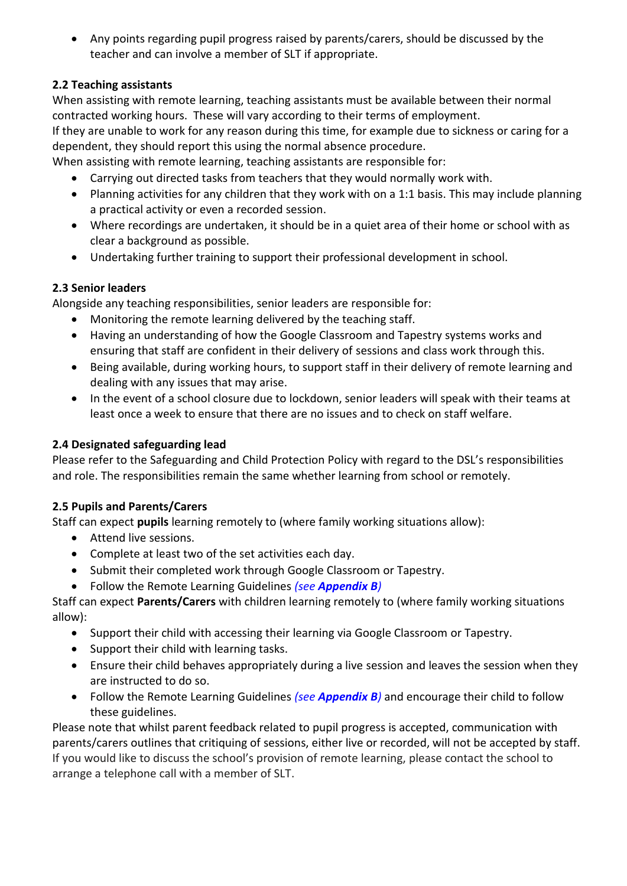- Any points regarding pupil progress raised by parents/carers, should be discussed by the teacher and can involve a member of SLT if appropriate.

### 2.2 Teaching assistants

When assisting with remote learning, teaching assistants must be available between their normal contracted working hours. These will vary according to their terms of employment.

If they are unable to work for any reason during this time, for example due to sickness or caring for a dependent, they should report this using the normal absence procedure.

When assisting with remote learning, teaching assistants are responsible for:

- Carrying out directed tasks from teachers that they would normally work with.
- Planning activities for any children that they work with on a 1:1 basis. This may include planning a practical activity or even a recorded session.
- Where recordings are undertaken, it should be in a quiet area of their home or school with as clear a background as possible.
- Undertaking further training to support their professional development in school.

### 2.3 Senior leaders

Alongside any teaching responsibilities, senior leaders are responsible for:

- Monitoring the remote learning delivered by the teaching staff.
- Having an understanding of how the Google Classroom and Tapestry systems works and ensuring that staff are confident in their delivery of sessions and class work through this.
- Being available, during working hours, to support staff in their delivery of remote learning and dealing with any issues that may arise.
- In the event of a school closure due to lockdown, senior leaders will speak with their teams at least once a week to ensure that there are no issues and to check on staff welfare.

### 2.4 Designated safeguarding lead

Please refer to the Safeguarding and Child Protection Policy with regard to the DSL's responsibilities and role. The responsibilities remain the same whether learning from school or remotely.

### 2.5 Pupils and Parents/Carers

Staff can expect **pupils** learning remotely to (where family working situations allow):

- Attend live sessions.
- Complete at least two of the set activities each day.
- Submit their completed work through Google Classroom or Tapestry.
- Follow the Remote Learning Guidelines *(see **Appendix B**)*

Staff can expect **Parents/Carers** with children learning remotely to (where family working situations allow):

- Support their child with accessing their learning via Google Classroom or Tapestry.
- Support their child with learning tasks.
- Ensure their child behaves appropriately during a live session and leaves the session when they are instructed to do so.
- Follow the Remote Learning Guidelines *(see **Appendix B**)* and encourage their child to follow these guidelines.

Please note that whilst parent feedback related to pupil progress is accepted, communication with parents/carers outlines that critiquing of sessions, either live or recorded, will not be accepted by staff. If you would like to discuss the school's provision of remote learning, please contact the school to arrange a telephone call with a member of SLT.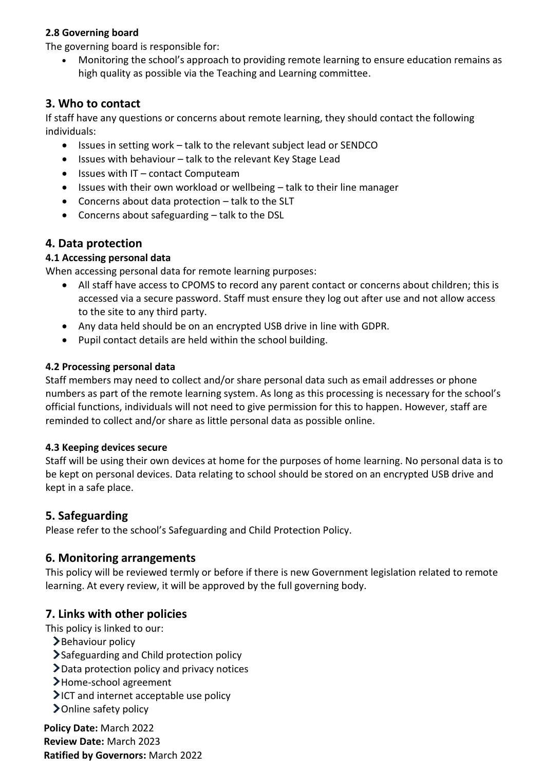#### 2.8 Governing board

The governing board is responsible for:

- Monitoring the school's approach to providing remote learning to ensure education remains as high quality as possible via the Teaching and Learning committee.

## 3. Who to contact

If staff have any questions or concerns about remote learning, they should contact the following individuals:

- Issues in setting work – talk to the relevant subject lead or SENDCO
- Issues with behaviour – talk to the relevant Key Stage Lead
- Issues with IT – contact Computeam
- Issues with their own workload or wellbeing – talk to their line manager
- Concerns about data protection – talk to the SLT
- Concerns about safeguarding – talk to the DSL

## 4. Data protection

#### 4.1 Accessing personal data

When accessing personal data for remote learning purposes:

- All staff have access to CPOMS to record any parent contact or concerns about children; this is accessed via a secure password. Staff must ensure they log out after use and not allow access to the site to any third party.
- Any data held should be on an encrypted USB drive in line with GDPR.
- Pupil contact details are held within the school building.

#### 4.2 Processing personal data

Staff members may need to collect and/or share personal data such as email addresses or phone numbers as part of the remote learning system. As long as this processing is necessary for the school's official functions, individuals will not need to give permission for this to happen. However, staff are reminded to collect and/or share as little personal data as possible online.

#### 4.3 Keeping devices secure

Staff will be using their own devices at home for the purposes of home learning. No personal data is to be kept on personal devices. Data relating to school should be stored on an encrypted USB drive and kept in a safe place.

## 5. Safeguarding

Please refer to the school's Safeguarding and Child Protection Policy.

## 6. Monitoring arrangements

This policy will be reviewed termly or before if there is new Government legislation related to remote learning. At every review, it will be approved by the full governing body.

## 7. Links with other policies

This policy is linked to our:

- Behaviour policy
- Safeguarding and Child protection policy
- Data protection policy and privacy notices
- Home-school agreement
- ICT and internet acceptable use policy
- Online safety policy

**Policy Date:** March 2022
**Review Date:** March 2023
**Ratified by Governors:** March 2022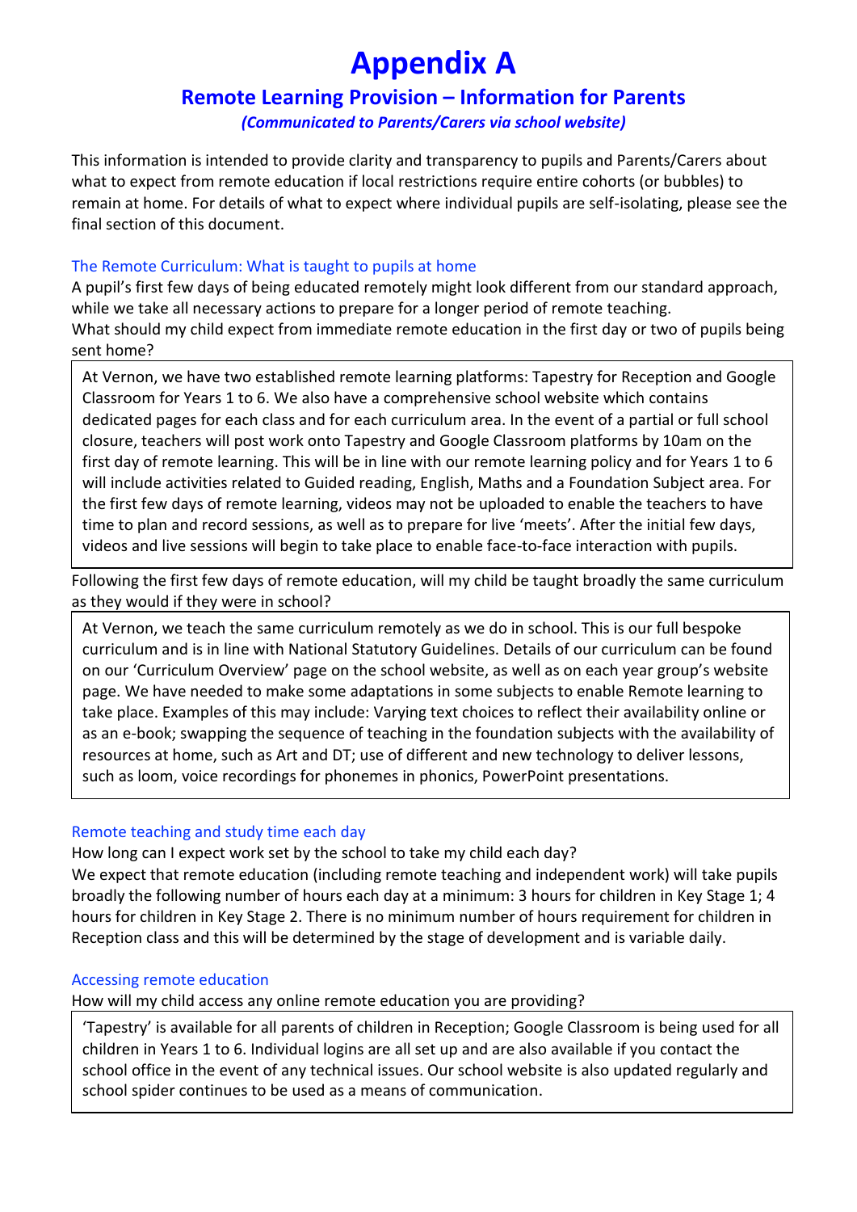# Appendix A

## Remote Learning Provision – Information for Parents

*(Communicated to Parents/Carers via school website)*

This information is intended to provide clarity and transparency to pupils and Parents/Carers about what to expect from remote education if local restrictions require entire cohorts (or bubbles) to remain at home. For details of what to expect where individual pupils are self-isolating, please see the final section of this document.

### The Remote Curriculum: What is taught to pupils at home

A pupil's first few days of being educated remotely might look different from our standard approach, while we take all necessary actions to prepare for a longer period of remote teaching.

What should my child expect from immediate remote education in the first day or two of pupils being sent home?

> At Vernon, we have two established remote learning platforms: Tapestry for Reception and Google Classroom for Years 1 to 6. We also have a comprehensive school website which contains dedicated pages for each class and for each curriculum area. In the event of a partial or full school closure, teachers will post work onto Tapestry and Google Classroom platforms by 10am on the first day of remote learning. This will be in line with our remote learning policy and for Years 1 to 6 will include activities related to Guided reading, English, Maths and a Foundation Subject area. For the first few days of remote learning, videos may not be uploaded to enable the teachers to have time to plan and record sessions, as well as to prepare for live 'meets'. After the initial few days, videos and live sessions will begin to take place to enable face-to-face interaction with pupils.

Following the first few days of remote education, will my child be taught broadly the same curriculum as they would if they were in school?

> At Vernon, we teach the same curriculum remotely as we do in school. This is our full bespoke curriculum and is in line with National Statutory Guidelines. Details of our curriculum can be found on our 'Curriculum Overview' page on the school website, as well as on each year group's website page. We have needed to make some adaptations in some subjects to enable Remote learning to take place. Examples of this may include: Varying text choices to reflect their availability online or as an e-book; swapping the sequence of teaching in the foundation subjects with the availability of resources at home, such as Art and DT; use of different and new technology to deliver lessons, such as loom, voice recordings for phonemes in phonics, PowerPoint presentations.

### Remote teaching and study time each day

How long can I expect work set by the school to take my child each day?

We expect that remote education (including remote teaching and independent work) will take pupils broadly the following number of hours each day at a minimum: 3 hours for children in Key Stage 1; 4 hours for children in Key Stage 2. There is no minimum number of hours requirement for children in Reception class and this will be determined by the stage of development and is variable daily.

### Accessing remote education

How will my child access any online remote education you are providing?

> 'Tapestry' is available for all parents of children in Reception; Google Classroom is being used for all children in Years 1 to 6. Individual logins are all set up and are also available if you contact the school office in the event of any technical issues. Our school website is also updated regularly and school spider continues to be used as a means of communication.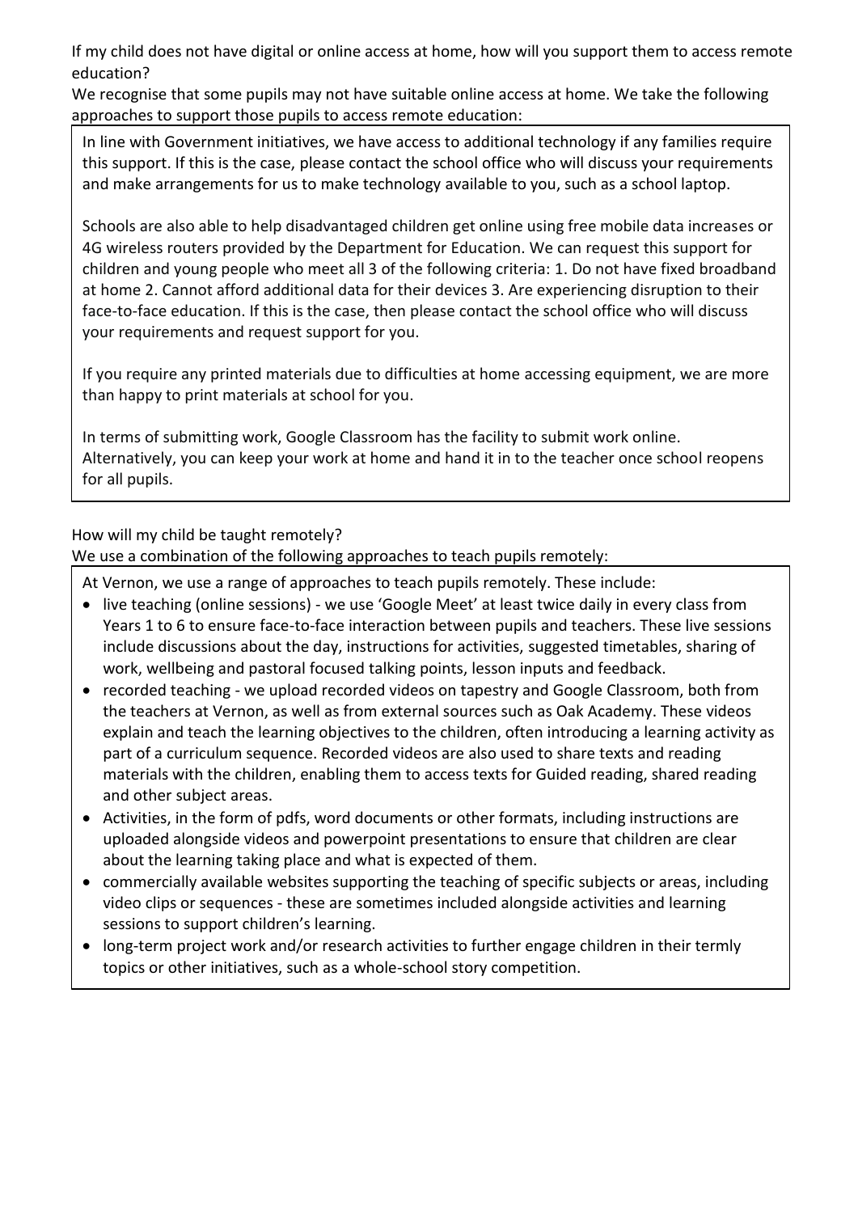If my child does not have digital or online access at home, how will you support them to access remote education?

We recognise that some pupils may not have suitable online access at home. We take the following approaches to support those pupils to access remote education:

In line with Government initiatives, we have access to additional technology if any families require this support. If this is the case, please contact the school office who will discuss your requirements and make arrangements for us to make technology available to you, such as a school laptop.

Schools are also able to help disadvantaged children get online using free mobile data increases or 4G wireless routers provided by the Department for Education. We can request this support for children and young people who meet all 3 of the following criteria: 1. Do not have fixed broadband at home 2. Cannot afford additional data for their devices 3. Are experiencing disruption to their face-to-face education. If this is the case, then please contact the school office who will discuss your requirements and request support for you.

If you require any printed materials due to difficulties at home accessing equipment, we are more than happy to print materials at school for you.

In terms of submitting work, Google Classroom has the facility to submit work online. Alternatively, you can keep your work at home and hand it in to the teacher once school reopens for all pupils.

How will my child be taught remotely?

We use a combination of the following approaches to teach pupils remotely:

At Vernon, we use a range of approaches to teach pupils remotely. These include:

- live teaching (online sessions) - we use 'Google Meet' at least twice daily in every class from Years 1 to 6 to ensure face-to-face interaction between pupils and teachers. These live sessions include discussions about the day, instructions for activities, suggested timetables, sharing of work, wellbeing and pastoral focused talking points, lesson inputs and feedback.
- recorded teaching - we upload recorded videos on tapestry and Google Classroom, both from the teachers at Vernon, as well as from external sources such as Oak Academy. These videos explain and teach the learning objectives to the children, often introducing a learning activity as part of a curriculum sequence. Recorded videos are also used to share texts and reading materials with the children, enabling them to access texts for Guided reading, shared reading and other subject areas.
- Activities, in the form of pdfs, word documents or other formats, including instructions are uploaded alongside videos and powerpoint presentations to ensure that children are clear about the learning taking place and what is expected of them.
- commercially available websites supporting the teaching of specific subjects or areas, including video clips or sequences - these are sometimes included alongside activities and learning sessions to support children's learning.
- long-term project work and/or research activities to further engage children in their termly topics or other initiatives, such as a whole-school story competition.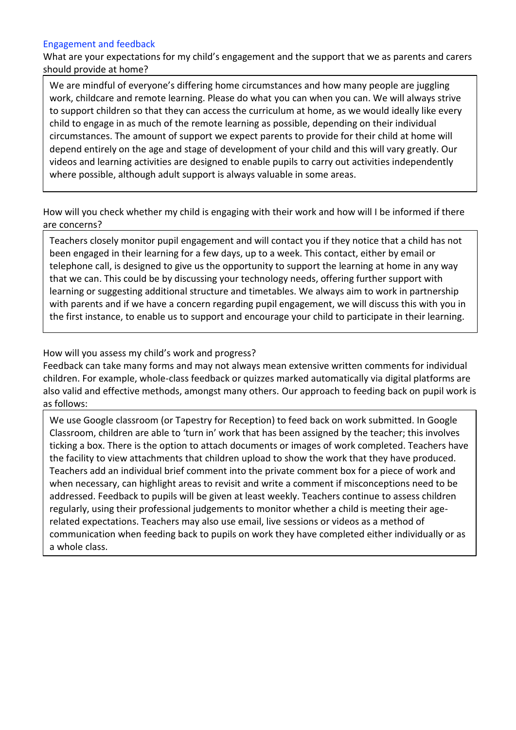## Engagement and feedback

What are your expectations for my child's engagement and the support that we as parents and carers should provide at home?

We are mindful of everyone's differing home circumstances and how many people are juggling work, childcare and remote learning. Please do what you can when you can. We will always strive to support children so that they can access the curriculum at home, as we would ideally like every child to engage in as much of the remote learning as possible, depending on their individual circumstances. The amount of support we expect parents to provide for their child at home will depend entirely on the age and stage of development of your child and this will vary greatly. Our videos and learning activities are designed to enable pupils to carry out activities independently where possible, although adult support is always valuable in some areas.

How will you check whether my child is engaging with their work and how will I be informed if there are concerns?

Teachers closely monitor pupil engagement and will contact you if they notice that a child has not been engaged in their learning for a few days, up to a week. This contact, either by email or telephone call, is designed to give us the opportunity to support the learning at home in any way that we can. This could be by discussing your technology needs, offering further support with learning or suggesting additional structure and timetables. We always aim to work in partnership with parents and if we have a concern regarding pupil engagement, we will discuss this with you in the first instance, to enable us to support and encourage your child to participate in their learning.

How will you assess my child's work and progress?

Feedback can take many forms and may not always mean extensive written comments for individual children. For example, whole-class feedback or quizzes marked automatically via digital platforms are also valid and effective methods, amongst many others. Our approach to feeding back on pupil work is as follows:

We use Google classroom (or Tapestry for Reception) to feed back on work submitted. In Google Classroom, children are able to 'turn in' work that has been assigned by the teacher; this involves ticking a box. There is the option to attach documents or images of work completed. Teachers have the facility to view attachments that children upload to show the work that they have produced. Teachers add an individual brief comment into the private comment box for a piece of work and when necessary, can highlight areas to revisit and write a comment if misconceptions need to be addressed. Feedback to pupils will be given at least weekly. Teachers continue to assess children regularly, using their professional judgements to monitor whether a child is meeting their age-related expectations. Teachers may also use email, live sessions or videos as a method of communication when feeding back to pupils on work they have completed either individually or as a whole class.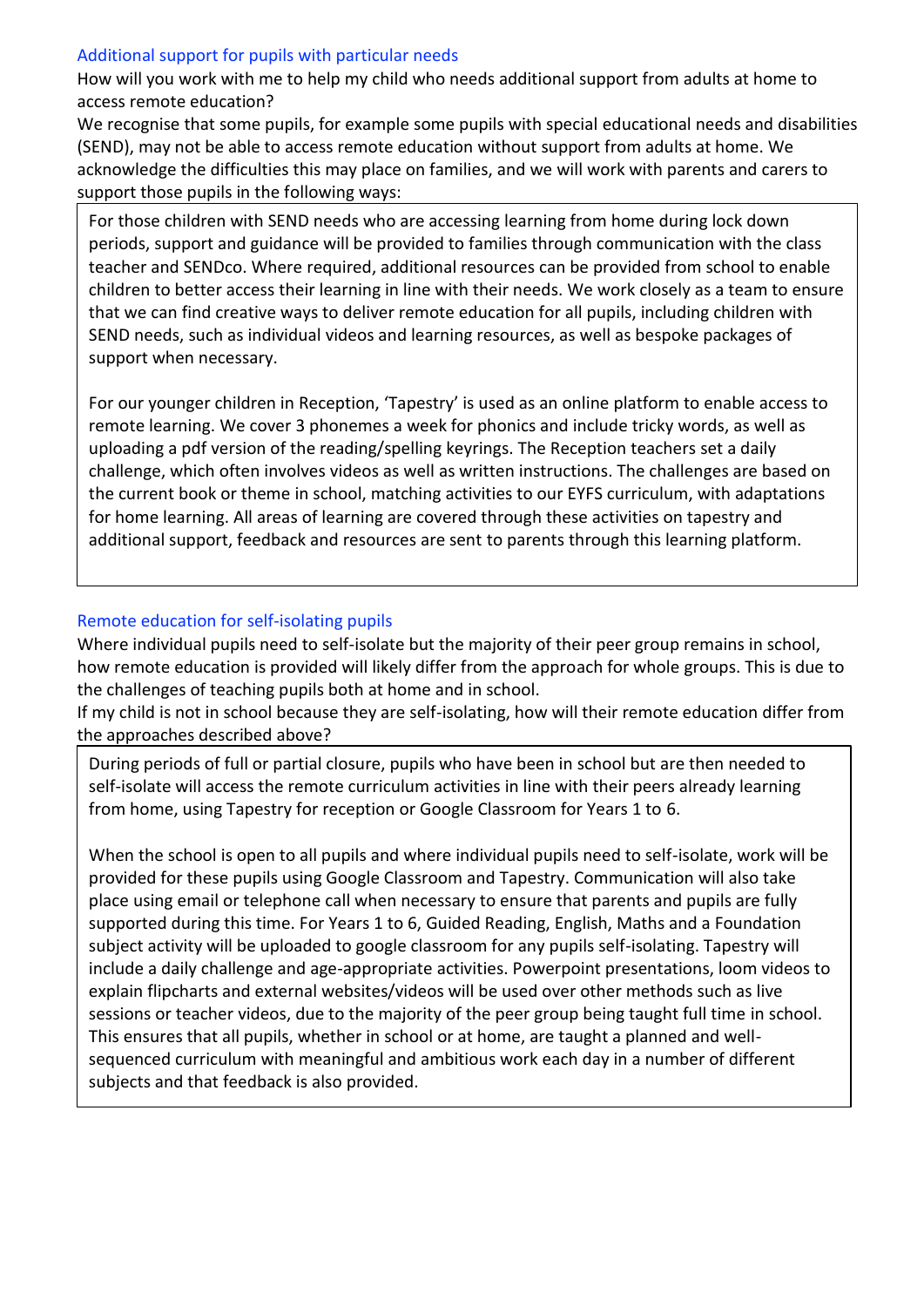## Additional support for pupils with particular needs

How will you work with me to help my child who needs additional support from adults at home to access remote education?

We recognise that some pupils, for example some pupils with special educational needs and disabilities (SEND), may not be able to access remote education without support from adults at home. We acknowledge the difficulties this may place on families, and we will work with parents and carers to support those pupils in the following ways:

> For those children with SEND needs who are accessing learning from home during lock down periods, support and guidance will be provided to families through communication with the class teacher and SENDco. Where required, additional resources can be provided from school to enable children to better access their learning in line with their needs. We work closely as a team to ensure that we can find creative ways to deliver remote education for all pupils, including children with SEND needs, such as individual videos and learning resources, as well as bespoke packages of support when necessary.
>
> For our younger children in Reception, 'Tapestry' is used as an online platform to enable access to remote learning. We cover 3 phonemes a week for phonics and include tricky words, as well as uploading a pdf version of the reading/spelling keyrings. The Reception teachers set a daily challenge, which often involves videos as well as written instructions. The challenges are based on the current book or theme in school, matching activities to our EYFS curriculum, with adaptations for home learning. All areas of learning are covered through these activities on tapestry and additional support, feedback and resources are sent to parents through this learning platform.

## Remote education for self-isolating pupils

Where individual pupils need to self-isolate but the majority of their peer group remains in school, how remote education is provided will likely differ from the approach for whole groups. This is due to the challenges of teaching pupils both at home and in school.

If my child is not in school because they are self-isolating, how will their remote education differ from the approaches described above?

> During periods of full or partial closure, pupils who have been in school but are then needed to self-isolate will access the remote curriculum activities in line with their peers already learning from home, using Tapestry for reception or Google Classroom for Years 1 to 6.
>
> When the school is open to all pupils and where individual pupils need to self-isolate, work will be provided for these pupils using Google Classroom and Tapestry. Communication will also take place using email or telephone call when necessary to ensure that parents and pupils are fully supported during this time. For Years 1 to 6, Guided Reading, English, Maths and a Foundation subject activity will be uploaded to google classroom for any pupils self-isolating. Tapestry will include a daily challenge and age-appropriate activities. Powerpoint presentations, loom videos to explain flipcharts and external websites/videos will be used over other methods such as live sessions or teacher videos, due to the majority of the peer group being taught full time in school. This ensures that all pupils, whether in school or at home, are taught a planned and well-sequenced curriculum with meaningful and ambitious work each day in a number of different subjects and that feedback is also provided.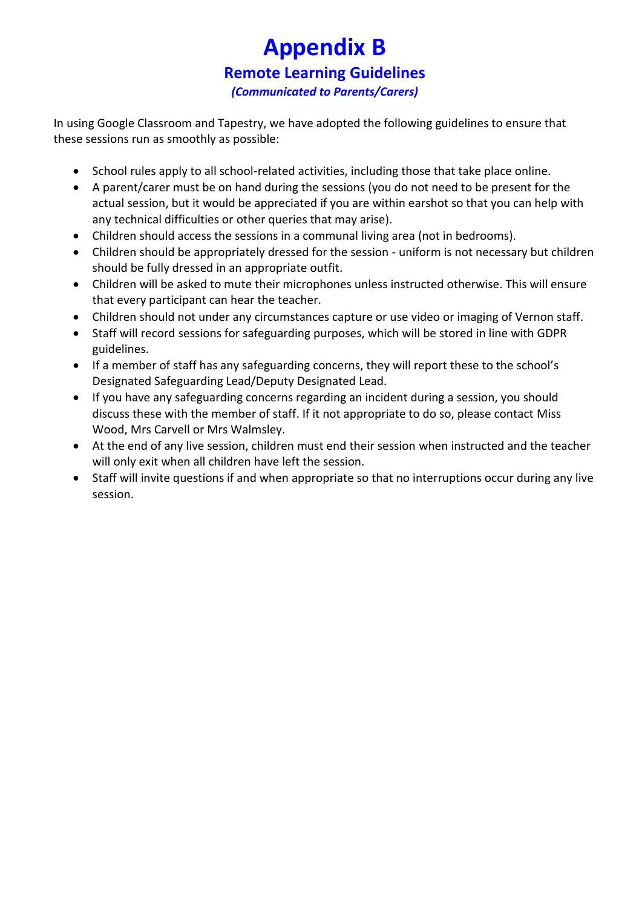# Appendix B

## Remote Learning Guidelines

***(Communicated to Parents/Carers)***

In using Google Classroom and Tapestry, we have adopted the following guidelines to ensure that these sessions run as smoothly as possible:

- School rules apply to all school-related activities, including those that take place online.
- A parent/carer must be on hand during the sessions (you do not need to be present for the actual session, but it would be appreciated if you are within earshot so that you can help with any technical difficulties or other queries that may arise).
- Children should access the sessions in a communal living area (not in bedrooms).
- Children should be appropriately dressed for the session - uniform is not necessary but children should be fully dressed in an appropriate outfit.
- Children will be asked to mute their microphones unless instructed otherwise. This will ensure that every participant can hear the teacher.
- Children should not under any circumstances capture or use video or imaging of Vernon staff.
- Staff will record sessions for safeguarding purposes, which will be stored in line with GDPR guidelines.
- If a member of staff has any safeguarding concerns, they will report these to the school's Designated Safeguarding Lead/Deputy Designated Lead.
- If you have any safeguarding concerns regarding an incident during a session, you should discuss these with the member of staff. If it not appropriate to do so, please contact Miss Wood, Mrs Carvell or Mrs Walmsley.
- At the end of any live session, children must end their session when instructed and the teacher will only exit when all children have left the session.
- Staff will invite questions if and when appropriate so that no interruptions occur during any live session.